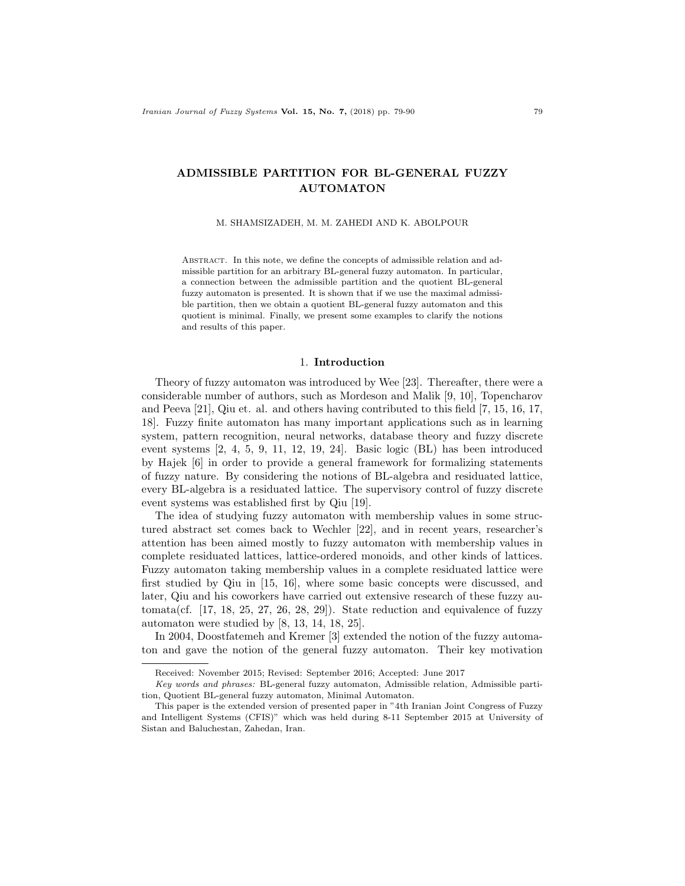# ADMISSIBLE PARTITION FOR BL-GENERAL FUZZY AUTOMATON

M. SHAMSIZADEH, M. M. ZAHEDI AND K. ABOLPOUR

Abstract. In this note, we define the concepts of admissible relation and admissible partition for an arbitrary BL-general fuzzy automaton. In particular, a connection between the admissible partition and the quotient BL-general fuzzy automaton is presented. It is shown that if we use the maximal admissible partition, then we obtain a quotient BL-general fuzzy automaton and this quotient is minimal. Finally, we present some examples to clarify the notions and results of this paper.

## 1. Introduction

Theory of fuzzy automaton was introduced by Wee [23]. Thereafter, there were a considerable number of authors, such as Mordeson and Malik [9, 10], Topencharov and Peeva [21], Qiu et. al. and others having contributed to this field [7, 15, 16, 17, 18]. Fuzzy finite automaton has many important applications such as in learning system, pattern recognition, neural networks, database theory and fuzzy discrete event systems [2, 4, 5, 9, 11, 12, 19, 24]. Basic logic (BL) has been introduced by Hajek [6] in order to provide a general framework for formalizing statements of fuzzy nature. By considering the notions of BL-algebra and residuated lattice, every BL-algebra is a residuated lattice. The supervisory control of fuzzy discrete event systems was established first by Qiu [19].

The idea of studying fuzzy automaton with membership values in some structured abstract set comes back to Wechler [22], and in recent years, researcher's attention has been aimed mostly to fuzzy automaton with membership values in complete residuated lattices, lattice-ordered monoids, and other kinds of lattices. Fuzzy automaton taking membership values in a complete residuated lattice were first studied by Qiu in [15, 16], where some basic concepts were discussed, and later, Qiu and his coworkers have carried out extensive research of these fuzzy automata(cf. [17, 18, 25, 27, 26, 28, 29]). State reduction and equivalence of fuzzy automaton were studied by [8, 13, 14, 18, 25].

In 2004, Doostfatemeh and Kremer [3] extended the notion of the fuzzy automaton and gave the notion of the general fuzzy automaton. Their key motivation

---

Received: November 2015; Revised: September 2016; Accepted: June 2017

*Key words and phrases:* BL-general fuzzy automaton, Admissible relation, Admissible partition, Quotient BL-general fuzzy automaton, Minimal Automaton.

This paper is the extended version of presented paper in "4th Iranian Joint Congress of Fuzzy and Intelligent Systems (CFIS)" which was held during 8-11 September 2015 at University of Sistan and Baluchestan, Zahedan, Iran.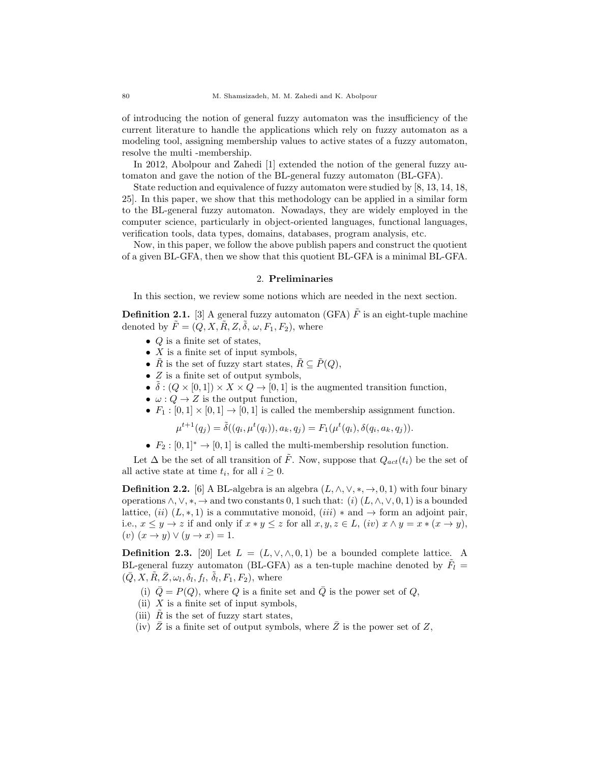of introducing the notion of general fuzzy automaton was the insufficiency of the current literature to handle the applications which rely on fuzzy automaton as a modeling tool, assigning membership values to active states of a fuzzy automaton, resolve the multi -membership.

In 2012, Abolpour and Zahedi [1] extended the notion of the general fuzzy automaton and gave the notion of the BL-general fuzzy automaton (BL-GFA).

State reduction and equivalence of fuzzy automaton were studied by [8, 13, 14, 18, 25]. In this paper, we show that this methodology can be applied in a similar form to the BL-general fuzzy automaton. Nowadays, they are widely employed in the computer science, particularly in object-oriented languages, functional languages, verification tools, data types, domains, databases, program analysis, etc.

Now, in this paper, we follow the above publish papers and construct the quotient of a given BL-GFA, then we show that this quotient BL-GFA is a minimal BL-GFA.

## 2. **Preliminaries**

In this section, we review some notions which are needed in the next section.

**Definition 2.1.** [3] A general fuzzy automaton (GFA) $\tilde{F}$ is an eight-tuple machine denoted by $\tilde{F} = (Q, X, \tilde{R}, Z, \tilde{\delta}, \omega, F_1, F_2)$, where

- $Q$ is a finite set of states,
- $X$ is a finite set of input symbols,
- $\tilde{R}$ is the set of fuzzy start states, $\tilde{R} \subseteq \tilde{P}(Q)$,
- $Z$ is a finite set of output symbols,
- $\tilde{\delta} : (Q \times [0, 1]) \times X \times Q \to [0, 1]$ is the augmented transition function,
- $\omega : Q \to Z$ is the output function,
- $F_1 : [0, 1] \times [0, 1] \to [0, 1]$ is called the membership assignment function.

$$\mu^{t+1}(q_j) = \tilde{\delta}((q_i, \mu^t(q_i)), a_k, q_j) = F_1(\mu^t(q_i), \delta(q_i, a_k, q_j)).$$

- $F_2 : [0, 1]^* \to [0, 1]$ is called the multi-membership resolution function.

Let $\Delta$ be the set of all transition of $\tilde{F}$. Now, suppose that $Q_{act}(t_i)$ be the set of all active state at time $t_i$, for all $i \geq 0$.

**Definition 2.2.** [6] A BL-algebra is an algebra $(L, \wedge, \vee, *, \to, 0, 1)$ with four binary operations $\wedge, \vee, *, \to$ and two constants $0, 1$ such that: $(i)$ $(L, \wedge, \vee, 0, 1)$ is a bounded lattice, $(ii)$ $(L, *, 1)$ is a commutative monoid, $(iii)$ $*$ and $\to$ form an adjoint pair, i.e., $x \leq y \to z$ if and only if $x * y \leq z$ for all $x, y, z \in L$, $(iv)$ $x \wedge y = x * (x \to y)$, $(v)$ $(x \to y) \vee (y \to x) = 1$.

**Definition 2.3.** [20] Let $L = (L, \vee, \wedge, 0, 1)$ be a bounded complete lattice. A BL-general fuzzy automaton (BL-GFA) as a ten-tuple machine denoted by $\tilde{F}_l = (\bar{Q}, X, \tilde{R}, \bar{Z}, \omega_l, \delta_l, f_l, \tilde{\delta}_l, F_1, F_2)$, where

(i) $\bar{Q} = P(Q)$, where $Q$ is a finite set and $\bar{Q}$ is the power set of $Q$,
(ii) $X$ is a finite set of input symbols,
(iii) $\tilde{R}$ is the set of fuzzy start states,
(iv) $\bar{Z}$ is a finite set of output symbols, where $\bar{Z}$ is the power set of $Z$,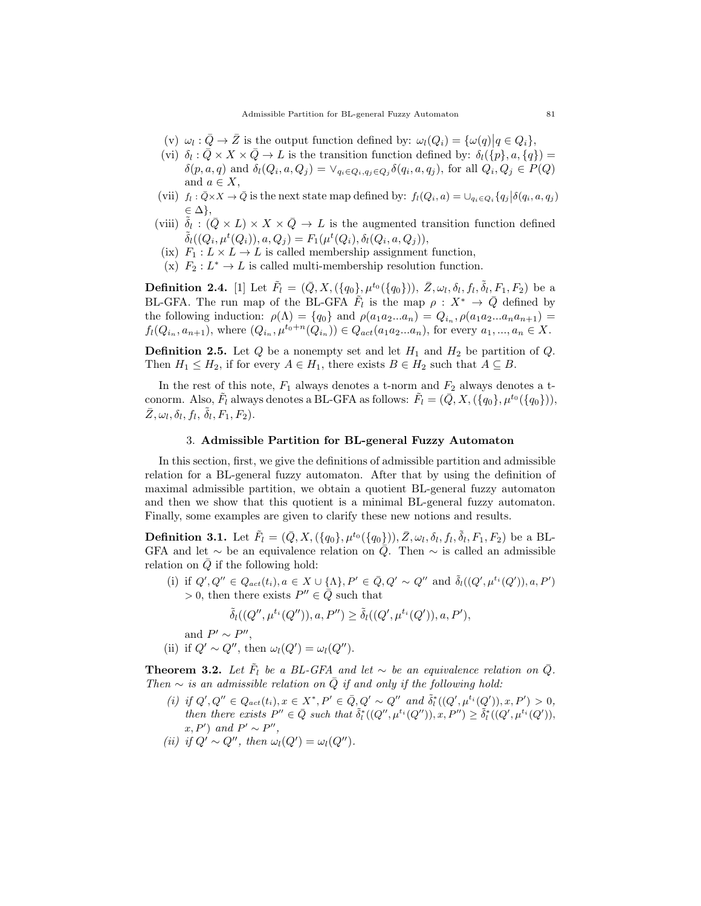(v) $\omega_l : \bar{Q} \to \bar{Z}$ is the output function defined by: $\omega_l(Q_i) = \{\omega(q) \big| q \in Q_i\}$,

(vi) $\delta_l : \bar{Q} \times X \times \bar{Q} \to L$ is the transition function defined by: $\delta_l(\{p\}, a, \{q\}) = \delta(p, a, q)$ and $\delta_l(Q_i, a, Q_j) = \vee_{q_i \in Q_i, q_j \in Q_j} \delta(q_i, a, q_j)$, for all $Q_i, Q_j \in P(Q)$ and $a \in X$,

(vii) $f_l : \bar{Q} \times X \to \bar{Q}$ is the next state map defined by: $f_l(Q_i, a) = \cup_{q_i \in Q_i} \{q_j \big| \delta(q_i, a, q_j) \in \Delta\}$,

(viii) $\tilde{\delta}_l : (\bar{Q} \times L) \times X \times \bar{Q} \to L$ is the augmented transition function defined $\tilde{\delta}_l((Q_i, \mu^t(Q_i)), a, Q_j) = F_1(\mu^t(Q_i), \delta_l(Q_i, a, Q_j))$,

(ix) $F_1 : L \times L \to L$ is called membership assignment function,

(x) $F_2 : L^* \to L$ is called multi-membership resolution function.

**Definition 2.4.** [1] Let $\tilde{F}_l = (\bar{Q}, X, (\{q_0\}, \mu^{t_0}(\{q_0\})), \bar{Z}, \omega_l, \delta_l, f_l, \tilde{\delta}_l, F_1, F_2)$ be a BL-GFA. The run map of the BL-GFA $\tilde{F}_l$ is the map $\rho : X^* \to \bar{Q}$ defined by the following induction: $\rho(\Lambda) = \{q_0\}$ and $\rho(a_1a_2...a_n) = Q_{i_n}, \rho(a_1a_2...a_na_{n+1}) = f_l(Q_{i_n}, a_{n+1})$, where $(Q_{i_n}, \mu^{t_0+n}(Q_{i_n})) \in Q_{act}(a_1a_2...a_n)$, for every $a_1, ..., a_n \in X$.

**Definition 2.5.** Let $Q$ be a nonempty set and let $H_1$ and $H_2$ be partition of $Q$. Then $H_1 \leq H_2$, if for every $A \in H_1$, there exists $B \in H_2$ such that $A \subseteq B$.

In the rest of this note, $F_1$ always denotes a t-norm and $F_2$ always denotes a t-conorm. Also, $\tilde{F}_l$ always denotes a BL-GFA as follows: $\tilde{F}_l = (\bar{Q}, X, (\{q_0\}, \mu^{t_0}(\{q_0\})), \bar{Z}, \omega_l, \delta_l, f_l, \tilde{\delta}_l, F_1, F_2)$.

## 3. Admissible Partition for BL-general Fuzzy Automaton

In this section, first, we give the definitions of admissible partition and admissible relation for a BL-general fuzzy automaton. After that by using the definition of maximal admissible partition, we obtain a quotient BL-general fuzzy automaton and then we show that this quotient is a minimal BL-general fuzzy automaton. Finally, some examples are given to clarify these new notions and results.

**Definition 3.1.** Let $\tilde{F}_l = (\bar{Q}, X, (\{q_0\}, \mu^{t_0}(\{q_0\})), \bar{Z}, \omega_l, \delta_l, f_l, \tilde{\delta}_l, F_1, F_2)$ be a BL-GFA and let $\sim$ be an equivalence relation on $\bar{Q}$. Then $\sim$ is called an admissible relation on $\bar{Q}$ if the following hold:

(i) if $Q', Q'' \in Q_{act}(t_i), a \in X \cup \{\Lambda\}, P' \in \bar{Q}, Q' \sim Q''$ and $\tilde{\delta}_l((Q', \mu^{t_i}(Q')), a, P') > 0$, then there exists $P'' \in \bar{Q}$ such that

$$\tilde{\delta}_l((Q'', \mu^{t_i}(Q'')), a, P'') \geq \tilde{\delta}_l((Q', \mu^{t_i}(Q')), a, P'),$$

and $P' \sim P''$,

(ii) if $Q' \sim Q''$, then $\omega_l(Q') = \omega_l(Q'')$.

**Theorem 3.2.** *Let $\tilde{F}_l$ be a BL-GFA and let $\sim$ be an equivalence relation on $\bar{Q}$. Then $\sim$ is an admissible relation on $\bar{Q}$ if and only if the following hold:*

*(i) if $Q', Q'' \in Q_{act}(t_i), x \in X^*, P' \in \bar{Q}, Q' \sim Q''$ and $\tilde{\delta}_l^*((Q', \mu^{t_i}(Q')), x, P') > 0$, then there exists $P'' \in \bar{Q}$ such that $\tilde{\delta}_l^*((Q'', \mu^{t_i}(Q'')), x, P'') \geq \tilde{\delta}_l^*((Q', \mu^{t_i}(Q')), x, P')$ and $P' \sim P''$,*

*(ii) if $Q' \sim Q''$, then $\omega_l(Q') = \omega_l(Q'')$.*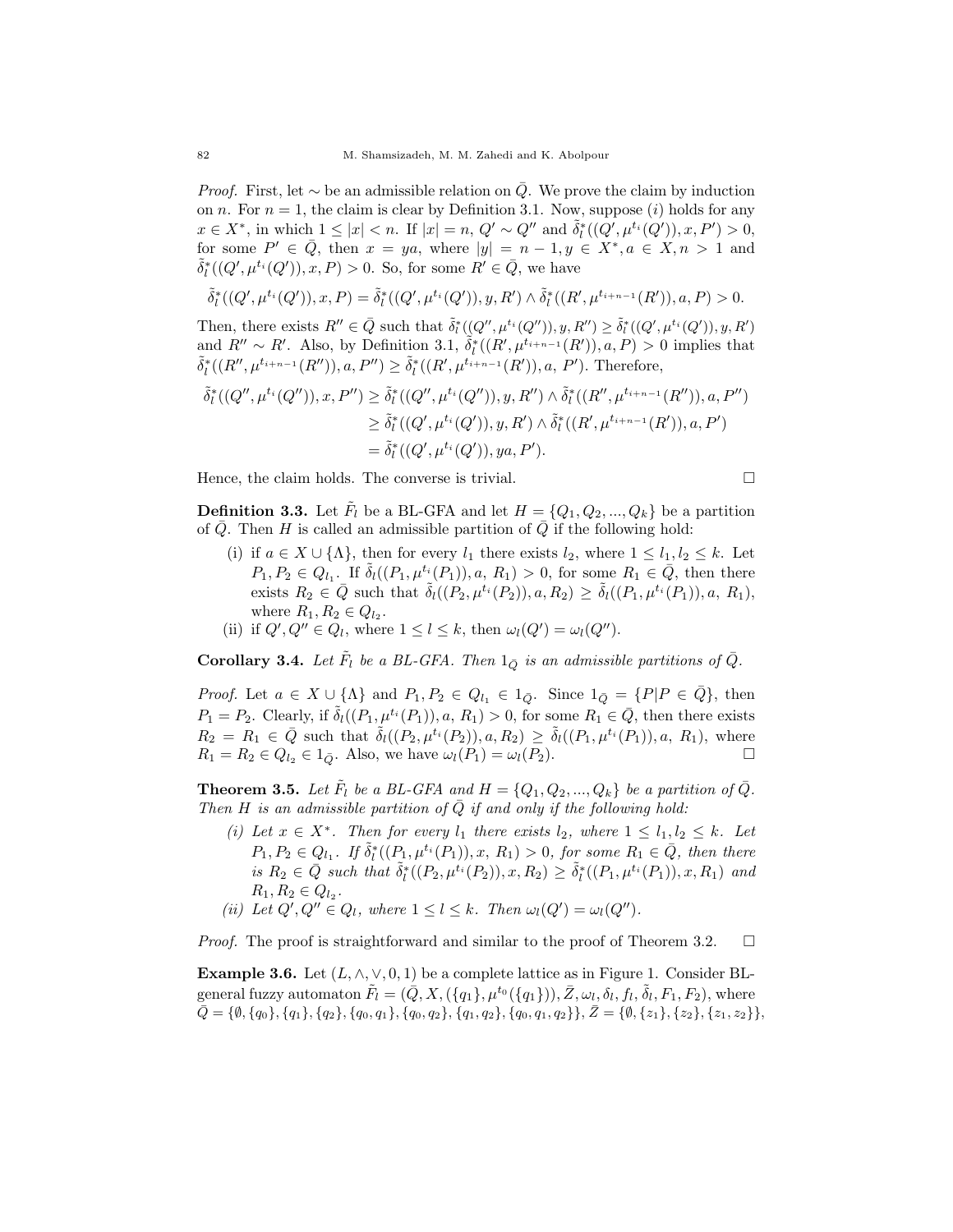*Proof.* First, let $\sim$ be an admissible relation on $\bar{Q}$. We prove the claim by induction on $n$. For $n = 1$, the claim is clear by Definition 3.1. Now, suppose $(i)$ holds for any $x \in X^*$, in which $1 \leq |x| < n$. If $|x| = n$, $Q' \sim Q''$ and $\tilde{\delta}_l^*((Q', \mu^{t_i}(Q')), x, P') > 0$, for some $P' \in \bar{Q}$, then $x = ya$, where $|y| = n - 1, y \in X^*, a \in X, n > 1$ and $\tilde{\delta}_l^*((Q', \mu^{t_i}(Q')), x, P) > 0$. So, for some $R' \in \bar{Q}$, we have

$$\tilde{\delta}_l^*((Q', \mu^{t_i}(Q')), x, P) = \tilde{\delta}_l^*((Q', \mu^{t_i}(Q')), y, R') \wedge \tilde{\delta}_l^*((R', \mu^{t_{i+n-1}}(R')), a, P) > 0.$$

Then, there exists $R'' \in \bar{Q}$ such that $\tilde{\delta}_l^*((Q'', \mu^{t_i}(Q'')), y, R'') \geq \tilde{\delta}_l^*((Q', \mu^{t_i}(Q')), y, R')$ and $R'' \sim R'$. Also, by Definition 3.1, $\tilde{\delta}_l^*((R', \mu^{t_{i+n-1}}(R')), a, P) > 0$ implies that $\tilde{\delta}_l^*((R'', \mu^{t_{i+n-1}}(R'')), a, P'') \geq \tilde{\delta}_l^*((R', \mu^{t_{i+n-1}}(R')), a, P')$. Therefore,

$$\begin{aligned}
\tilde{\delta}_l^*((Q'', \mu^{t_i}(Q'')), x, P'') &\geq \tilde{\delta}_l^*((Q'', \mu^{t_i}(Q'')), y, R'') \wedge \tilde{\delta}_l^*((R'', \mu^{t_{i+n-1}}(R'')), a, P'') \\
&\geq \tilde{\delta}_l^*((Q', \mu^{t_i}(Q')), y, R') \wedge \tilde{\delta}_l^*((R', \mu^{t_{i+n-1}}(R')), a, P') \\
&= \tilde{\delta}_l^*((Q', \mu^{t_i}(Q')), ya, P').
\end{aligned}$$

Hence, the claim holds. The converse is trivial. $\square$

**Definition 3.3.** Let $\tilde{F}_l$ be a BL-GFA and let $H = \{Q_1, Q_2, ..., Q_k\}$ be a partition of $\bar{Q}$. Then $H$ is called an admissible partition of $\bar{Q}$ if the following hold:

- (i) if $a \in X \cup \{\Lambda\}$, then for every $l_1$ there exists $l_2$, where $1 \leq l_1, l_2 \leq k$. Let $P_1, P_2 \in Q_{l_1}$. If $\tilde{\delta}_l((P_1, \mu^{t_i}(P_1)), a, R_1) > 0$, for some $R_1 \in \bar{Q}$, then there exists $R_2 \in \bar{Q}$ such that $\tilde{\delta}_l((P_2, \mu^{t_i}(P_2)), a, R_2) \geq \tilde{\delta}_l((P_1, \mu^{t_i}(P_1)), a, R_1)$, where $R_1, R_2 \in Q_{l_2}$.
- (ii) if $Q', Q'' \in Q_l$, where $1 \leq l \leq k$, then $\omega_l(Q') = \omega_l(Q'')$.

**Corollary 3.4.** *Let $\tilde{F}_l$ be a BL-GFA. Then $1_{\bar{Q}}$ is an admissible partitions of $\bar{Q}$.*

*Proof.* Let $a \in X \cup \{\Lambda\}$ and $P_1, P_2 \in Q_{l_1} \in 1_{\bar{Q}}$. Since $1_{\bar{Q}} = \{P | P \in \bar{Q}\}$, then $P_1 = P_2$. Clearly, if $\tilde{\delta}_l((P_1, \mu^{t_i}(P_1)), a, R_1) > 0$, for some $R_1 \in \bar{Q}$, then there exists $R_2 = R_1 \in \bar{Q}$ such that $\tilde{\delta}_l((P_2, \mu^{t_i}(P_2)), a, R_2) \geq \tilde{\delta}_l((P_1, \mu^{t_i}(P_1)), a, R_1)$, where $R_1 = R_2 \in Q_{l_2} \in 1_{\bar{Q}}$. Also, we have $\omega_l(P_1) = \omega_l(P_2)$. $\square$

**Theorem 3.5.** *Let $\tilde{F}_l$ be a BL-GFA and $H = \{Q_1, Q_2, ..., Q_k\}$ be a partition of $\bar{Q}$. Then $H$ is an admissible partition of $\bar{Q}$ if and only if the following hold:*

- *(i) Let $x \in X^*$. Then for every $l_1$ there exists $l_2$, where $1 \leq l_1, l_2 \leq k$. Let $P_1, P_2 \in Q_{l_1}$. If $\tilde{\delta}_l^*((P_1, \mu^{t_i}(P_1)), x, R_1) > 0$, for some $R_1 \in \bar{Q}$, then there is $R_2 \in \bar{Q}$ such that $\tilde{\delta}_l^*((P_2, \mu^{t_i}(P_2)), x, R_2) \geq \tilde{\delta}_l^*((P_1, \mu^{t_i}(P_1)), x, R_1)$ and $R_1, R_2 \in Q_{l_2}$.*
- *(ii) Let $Q', Q'' \in Q_l$, where $1 \leq l \leq k$. Then $\omega_l(Q') = \omega_l(Q'')$.*

*Proof.* The proof is straightforward and similar to the proof of Theorem 3.2. $\square$

**Example 3.6.** Let $(L, \wedge, \vee, 0, 1)$ be a complete lattice as in Figure 1. Consider BL-general fuzzy automaton $\tilde{F}_l = (\bar{Q}, X, (\{q_1\}, \mu^{t_0}(\{q_1\})), \bar{Z}, \omega_l, \delta_l, f_l, \tilde{\delta}_l, F_1, F_2)$, where $\bar{Q} = \{\emptyset, \{q_0\}, \{q_1\}, \{q_2\}, \{q_0, q_1\}, \{q_0, q_2\}, \{q_1, q_2\}, \{q_0, q_1, q_2\}\}$, $\bar{Z} = \{\emptyset, \{z_1\}, \{z_2\}, \{z_1, z_2\}\}$,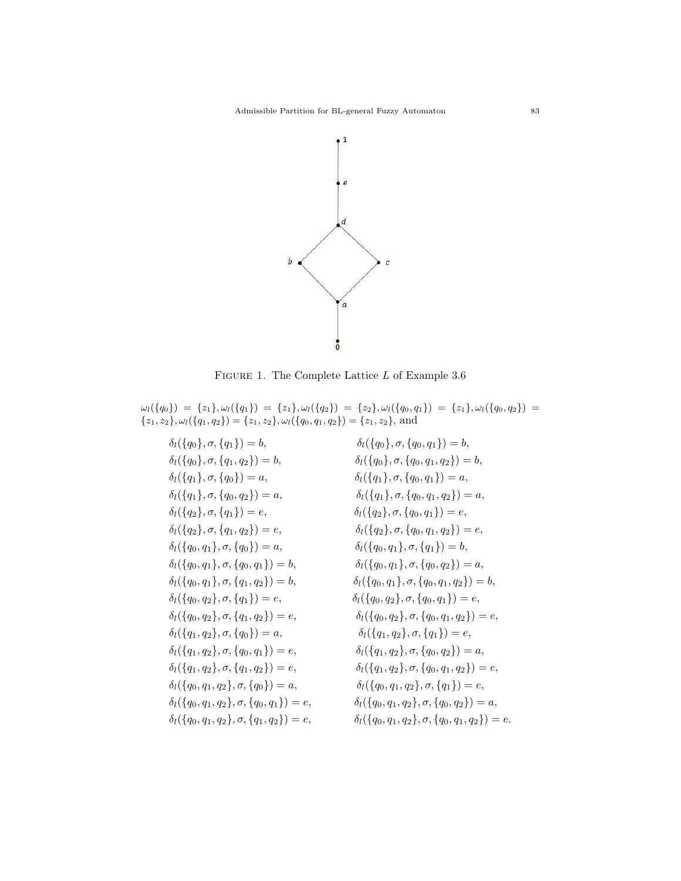FIGURE 1. The Complete Lattice $L$ of Example 3.6

$\omega_l(\{q_0\}) = \{z_1\}, \omega_l(\{q_1\}) = \{z_1\}, \omega_l(\{q_2\}) = \{z_2\}, \omega_l(\{q_0, q_1\}) = \{z_1\}, \omega_l(\{q_0, q_2\}) = \{z_1, z_2\}, \omega_l(\{q_1, q_2\}) = \{z_1, z_2\}, \omega_l(\{q_0, q_1, q_2\}) = \{z_1, z_2\}$, and

$$
\begin{aligned}
&\delta_l(\{q_0\}, \sigma, \{q_1\}) = b, && \delta_l(\{q_0\}, \sigma, \{q_0, q_1\}) = b,\\
&\delta_l(\{q_0\}, \sigma, \{q_1, q_2\}) = b, && \delta_l(\{q_0\}, \sigma, \{q_0, q_1, q_2\}) = b,\\
&\delta_l(\{q_1\}, \sigma, \{q_0\}) = a, && \delta_l(\{q_1\}, \sigma, \{q_0, q_1\}) = a,\\
&\delta_l(\{q_1\}, \sigma, \{q_0, q_2\}) = a, && \delta_l(\{q_1\}, \sigma, \{q_0, q_1, q_2\}) = a,\\
&\delta_l(\{q_2\}, \sigma, \{q_1\}) = e, && \delta_l(\{q_2\}, \sigma, \{q_0, q_1\}) = e,\\
&\delta_l(\{q_2\}, \sigma, \{q_1, q_2\}) = e, && \delta_l(\{q_2\}, \sigma, \{q_0, q_1, q_2\}) = e,\\
&\delta_l(\{q_0, q_1\}, \sigma, \{q_0\}) = a, && \delta_l(\{q_0, q_1\}, \sigma, \{q_1\}) = b,\\
&\delta_l(\{q_0, q_1\}, \sigma, \{q_0, q_1\}) = b, && \delta_l(\{q_0, q_1\}, \sigma, \{q_0, q_2\}) = a,\\
&\delta_l(\{q_0, q_1\}, \sigma, \{q_1, q_2\}) = b, && \delta_l(\{q_0, q_1\}, \sigma, \{q_0, q_1, q_2\}) = b,\\
&\delta_l(\{q_0, q_2\}, \sigma, \{q_1\}) = e, && \delta_l(\{q_0, q_2\}, \sigma, \{q_0, q_1\}) = e,\\
&\delta_l(\{q_0, q_2\}, \sigma, \{q_1, q_2\}) = e, && \delta_l(\{q_0, q_2\}, \sigma, \{q_0, q_1, q_2\}) = e,\\
&\delta_l(\{q_1, q_2\}, \sigma, \{q_0\}) = a, && \delta_l(\{q_1, q_2\}, \sigma, \{q_1\}) = e,\\
&\delta_l(\{q_1, q_2\}, \sigma, \{q_0, q_1\}) = e, && \delta_l(\{q_1, q_2\}, \sigma, \{q_0, q_2\}) = a,\\
&\delta_l(\{q_1, q_2\}, \sigma, \{q_1, q_2\}) = e, && \delta_l(\{q_1, q_2\}, \sigma, \{q_0, q_1, q_2\}) = e,\\
&\delta_l(\{q_0, q_1, q_2\}, \sigma, \{q_0\}) = a, && \delta_l(\{q_0, q_1, q_2\}, \sigma, \{q_1\}) = e,\\
&\delta_l(\{q_0, q_1, q_2\}, \sigma, \{q_0, q_1\}) = e, && \delta_l(\{q_0, q_1, q_2\}, \sigma, \{q_0, q_2\}) = a,\\
&\delta_l(\{q_0, q_1, q_2\}, \sigma, \{q_1, q_2\}) = e, && \delta_l(\{q_0, q_1, q_2\}, \sigma, \{q_0, q_1, q_2\}) = e.
\end{aligned}
$$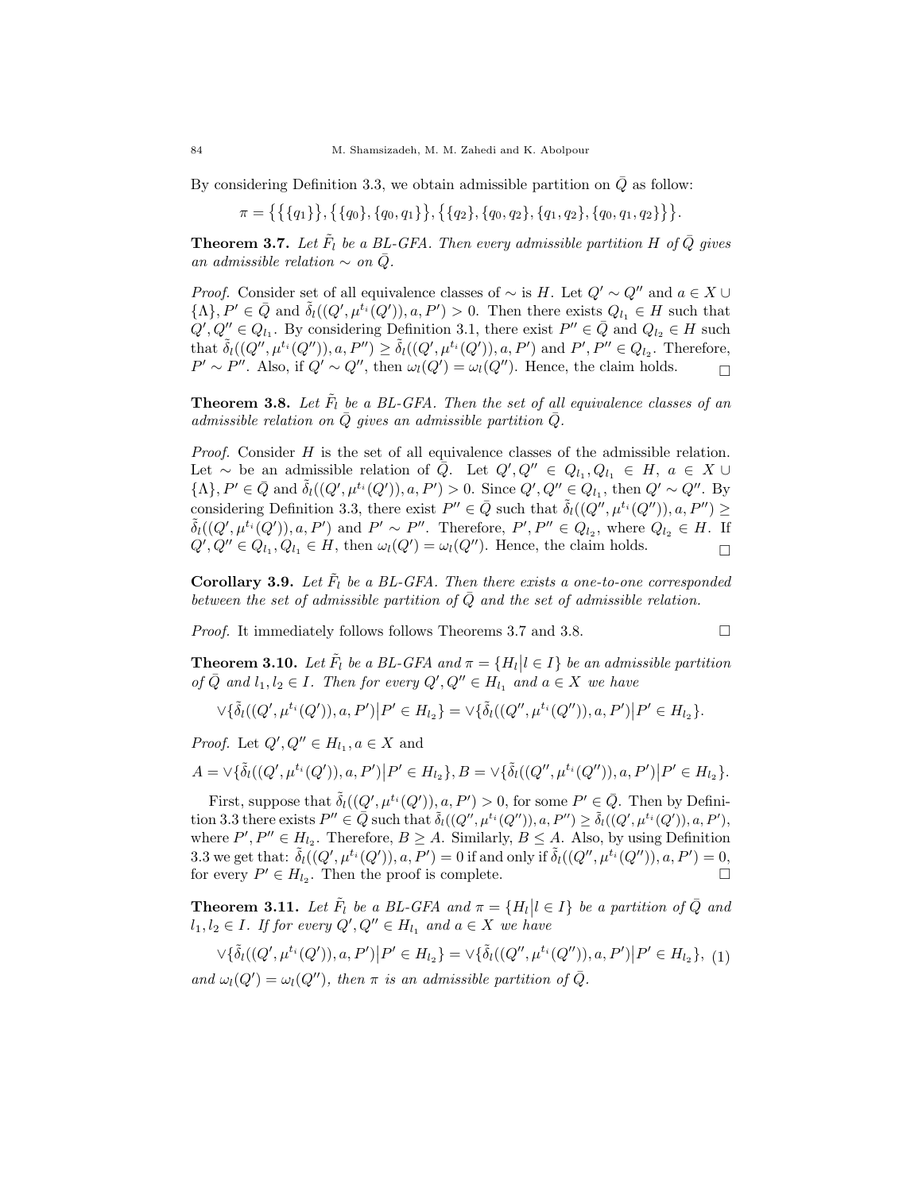By considering Definition 3.3, we obtain admissible partition on $\bar{Q}$ as follow:

$$\pi = \big\{\big\{\{q_1\}\big\}, \big\{\{q_0\}, \{q_0, q_1\}\big\}, \big\{\{q_2\}, \{q_0, q_2\}, \{q_1, q_2\}, \{q_0, q_1, q_2\}\big\}\big\}.$$

**Theorem 3.7.** *Let $\tilde{F}_l$ be a BL-GFA. Then every admissible partition $H$ of $\bar{Q}$ gives an admissible relation $\sim$ on $\bar{Q}$.*

*Proof.* Consider set of all equivalence classes of $\sim$ is $H$. Let $Q' \sim Q''$ and $a \in X \cup \{\Lambda\}$, $P' \in \bar{Q}$ and $\tilde{\delta}_l((Q', \mu^{t_i}(Q')), a, P') > 0$. Then there exists $Q_{l_1} \in H$ such that $Q', Q'' \in Q_{l_1}$. By considering Definition 3.1, there exist $P'' \in \bar{Q}$ and $Q_{l_2} \in H$ such that $\tilde{\delta}_l((Q'', \mu^{t_i}(Q'')), a, P'') \geq \tilde{\delta}_l((Q', \mu^{t_i}(Q')), a, P')$ and $P', P'' \in Q_{l_2}$. Therefore, $P' \sim P''$. Also, if $Q' \sim Q''$, then $\omega_l(Q') = \omega_l(Q'')$. Hence, the claim holds. $\square$

**Theorem 3.8.** *Let $\tilde{F}_l$ be a BL-GFA. Then the set of all equivalence classes of an admissible relation on $\bar{Q}$ gives an admissible partition $\bar{Q}$.*

*Proof.* Consider $H$ is the set of all equivalence classes of the admissible relation. Let $\sim$ be an admissible relation of $\bar{Q}$. Let $Q', Q'' \in Q_{l_1}, Q_{l_1} \in H$, $a \in X \cup \{\Lambda\}$, $P' \in \bar{Q}$ and $\tilde{\delta}_l((Q', \mu^{t_i}(Q')), a, P') > 0$. Since $Q', Q'' \in Q_{l_1}$, then $Q' \sim Q''$. By considering Definition 3.3, there exist $P'' \in \bar{Q}$ such that $\tilde{\delta}_l((Q'', \mu^{t_i}(Q'')), a, P'') \geq \tilde{\delta}_l((Q', \mu^{t_i}(Q')), a, P')$ and $P' \sim P''$. Therefore, $P', P'' \in Q_{l_2}$, where $Q_{l_2} \in H$. If $Q', Q'' \in Q_{l_1}, Q_{l_1} \in H$, then $\omega_l(Q') = \omega_l(Q'')$. Hence, the claim holds. $\square$

**Corollary 3.9.** *Let $\tilde{F}_l$ be a BL-GFA. Then there exists a one-to-one corresponded between the set of admissible partition of $\bar{Q}$ and the set of admissible relation.*

*Proof.* It immediately follows follows Theorems 3.7 and 3.8. $\square$

**Theorem 3.10.** *Let $\tilde{F}_l$ be a BL-GFA and $\pi = \{H_l \big| l \in I\}$ be an admissible partition of $\bar{Q}$ and $l_1, l_2 \in I$. Then for every $Q', Q'' \in H_{l_1}$ and $a \in X$ we have*

$$\vee\{\tilde{\delta}_l((Q', \mu^{t_i}(Q')), a, P') \big| P' \in H_{l_2}\} = \vee\{\tilde{\delta}_l((Q'', \mu^{t_i}(Q'')), a, P') \big| P' \in H_{l_2}\}.$$

*Proof.* Let $Q', Q'' \in H_{l_1}, a \in X$ and

$$A = \vee\{\tilde{\delta}_l((Q', \mu^{t_i}(Q')), a, P') \big| P' \in H_{l_2}\}, B = \vee\{\tilde{\delta}_l((Q'', \mu^{t_i}(Q'')), a, P') \big| P' \in H_{l_2}\}.$$

First, suppose that $\tilde{\delta}_l((Q', \mu^{t_i}(Q')), a, P') > 0$, for some $P' \in \bar{Q}$. Then by Definition 3.3 there exists $P'' \in \bar{Q}$ such that $\tilde{\delta}_l((Q'', \mu^{t_i}(Q'')), a, P'') \geq \tilde{\delta}_l((Q', \mu^{t_i}(Q')), a, P')$, where $P', P'' \in H_{l_2}$. Therefore, $B \geq A$. Similarly, $B \leq A$. Also, by using Definition 3.3 we get that: $\tilde{\delta}_l((Q', \mu^{t_i}(Q')), a, P') = 0$ if and only if $\tilde{\delta}_l((Q'', \mu^{t_i}(Q'')), a, P') = 0$, for every $P' \in H_{l_2}$. Then the proof is complete. $\square$

**Theorem 3.11.** *Let $\tilde{F}_l$ be a BL-GFA and $\pi = \{H_l \big| l \in I\}$ be a partition of $\bar{Q}$ and $l_1, l_2 \in I$. If for every $Q', Q'' \in H_{l_1}$ and $a \in X$ we have*

$$\vee\{\tilde{\delta}_l((Q', \mu^{t_i}(Q')), a, P') \big| P' \in H_{l_2}\} = \vee\{\tilde{\delta}_l((Q'', \mu^{t_i}(Q'')), a, P') \big| P' \in H_{l_2}\}, \quad (1)$$

*and $\omega_l(Q') = \omega_l(Q'')$, then $\pi$ is an admissible partition of $\bar{Q}$.*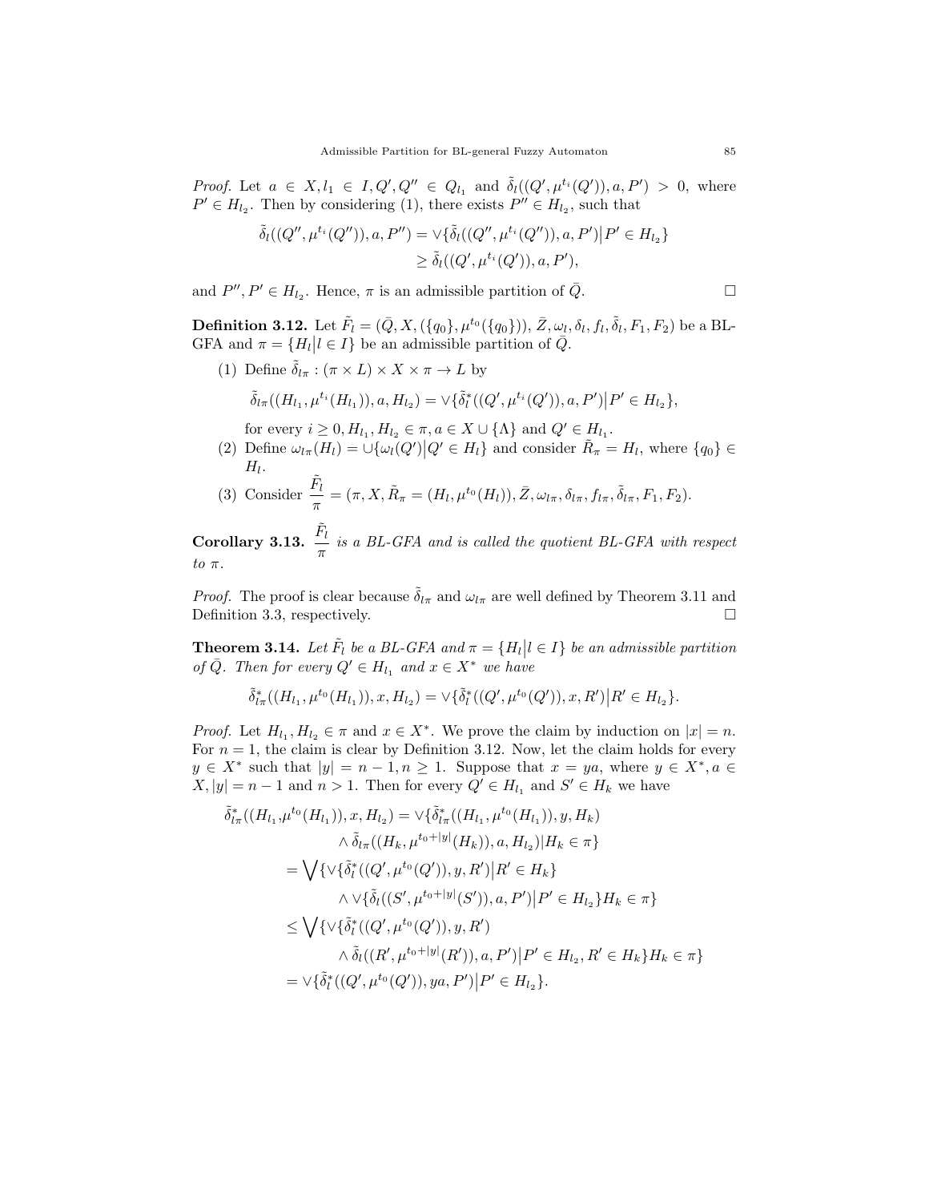*Proof.* Let $a \in X, l_1 \in I, Q', Q'' \in Q_{l_1}$ and $\tilde{\delta}_l((Q', \mu^{t_i}(Q')), a, P') > 0$, where $P' \in H_{l_2}$. Then by considering (1), there exists $P'' \in H_{l_2}$, such that

$$\tilde{\delta}_l((Q'', \mu^{t_i}(Q'')), a, P'') = \vee\{\tilde{\delta}_l((Q'', \mu^{t_i}(Q'')), a, P') \big| P' \in H_{l_2}\}$$
$$\geq \tilde{\delta}_l((Q', \mu^{t_i}(Q')), a, P'),$$

and $P'', P' \in H_{l_2}$. Hence, $\pi$ is an admissible partition of $\bar{Q}$. □

**Definition 3.12.** Let $\tilde{F}_l = (\bar{Q}, X, (\{q_0\}, \mu^{t_0}(\{q_0\})), \bar{Z}, \omega_l, \delta_l, f_l, \tilde{\delta}_l, F_1, F_2)$ be a BL-GFA and $\pi = \{H_l \big| l \in I\}$ be an admissible partition of $\bar{Q}$.

(1) Define $\tilde{\delta}_{l\pi} : (\pi \times L) \times X \times \pi \to L$ by

$$\tilde{\delta}_{l\pi}((H_{l_1}, \mu^{t_i}(H_{l_1})), a, H_{l_2}) = \vee\{\tilde{\delta}_l^*((Q', \mu^{t_i}(Q')), a, P') \big| P' \in H_{l_2}\},$$

for every $i \geq 0, H_{l_1}, H_{l_2} \in \pi, a \in X \cup \{\Lambda\}$ and $Q' \in H_{l_1}$.

(2) Define $\omega_{l\pi}(H_l) = \cup\{\omega_l(Q') \big| Q' \in H_l\}$ and consider $\tilde{R}_\pi = H_l$, where $\{q_0\} \in H_l$.

(3) Consider $\dfrac{\tilde{F}_l}{\pi} = (\pi, X, \tilde{R}_\pi = (H_l, \mu^{t_0}(H_l)), \bar{Z}, \omega_{l\pi}, \delta_{l\pi}, f_{l\pi}, \tilde{\delta}_{l\pi}, F_1, F_2)$.

**Corollary 3.13.** $\dfrac{\tilde{F}_l}{\pi}$ *is a BL-GFA and is called the quotient BL-GFA with respect to* $\pi$.

*Proof.* The proof is clear because $\tilde{\delta}_{l\pi}$ and $\omega_{l\pi}$ are well defined by Theorem 3.11 and Definition 3.3, respectively. □

**Theorem 3.14.** *Let $\tilde{F}_l$ be a BL-GFA and $\pi = \{H_l \big| l \in I\}$ be an admissible partition of $\bar{Q}$. Then for every $Q' \in H_{l_1}$ and $x \in X^*$ we have*

$$\tilde{\delta}_{l\pi}^*((H_{l_1}, \mu^{t_0}(H_{l_1})), x, H_{l_2}) = \vee\{\tilde{\delta}_l^*((Q', \mu^{t_0}(Q')), x, R') \big| R' \in H_{l_2}\}.$$

*Proof.* Let $H_{l_1}, H_{l_2} \in \pi$ and $x \in X^*$. We prove the claim by induction on $|x| = n$. For $n = 1$, the claim is clear by Definition 3.12. Now, let the claim holds for every $y \in X^*$ such that $|y| = n-1, n \geq 1$. Suppose that $x = ya$, where $y \in X^*, a \in X, |y| = n-1$ and $n > 1$. Then for every $Q' \in H_{l_1}$ and $S' \in H_k$ we have

$$\begin{aligned}
\tilde{\delta}_{l\pi}^*((H_{l_1}, \mu^{t_0}(H_{l_1})), x, H_{l_2}) &= \vee\{\tilde{\delta}_{l\pi}^*((H_{l_1}, \mu^{t_0}(H_{l_1})), y, H_k) \\
&\qquad \wedge \tilde{\delta}_{l\pi}((H_k, \mu^{t_0+|y|}(H_k)), a, H_{l_2}) | H_k \in \pi\} \\
&= \bigvee\{\vee\{\tilde{\delta}_l^*((Q', \mu^{t_0}(Q')), y, R') \big| R' \in H_k\} \\
&\qquad \wedge \vee\{\tilde{\delta}_l((S', \mu^{t_0+|y|}(S')), a, P') \big| P' \in H_{l_2}\} H_k \in \pi\} \\
&\leq \bigvee\{\vee\{\tilde{\delta}_l^*((Q', \mu^{t_0}(Q')), y, R') \\
&\qquad \wedge \tilde{\delta}_l((R', \mu^{t_0+|y|}(R')), a, P') \big| P' \in H_{l_2}, R' \in H_k\} H_k \in \pi\} \\
&= \vee\{\tilde{\delta}_l^*((Q', \mu^{t_0}(Q')), ya, P') \big| P' \in H_{l_2}\}.
\end{aligned}$$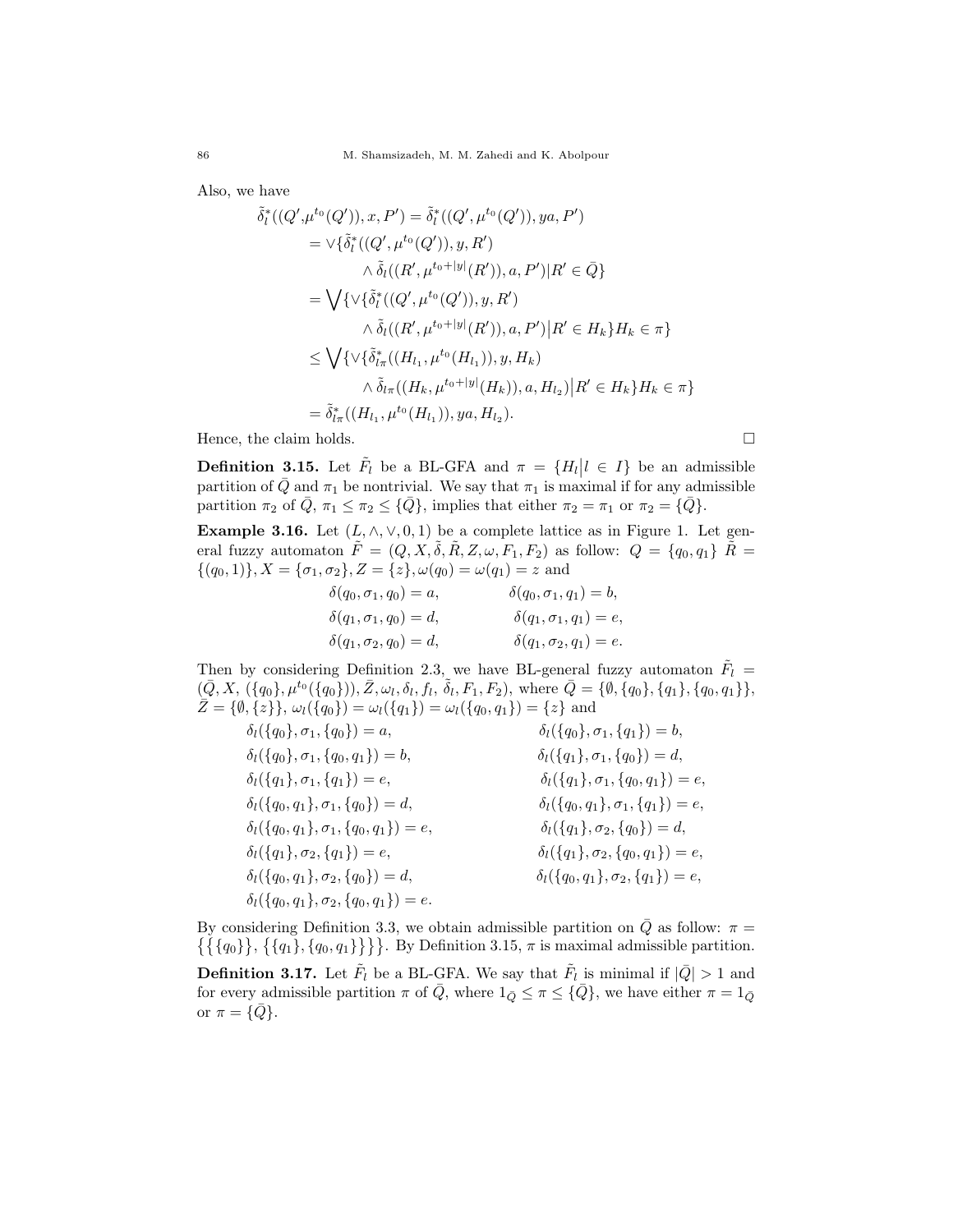Also, we have

$$
\begin{aligned}
\tilde{\delta}_l^*((Q',&\mu^{t_0}(Q')), x, P') = \tilde{\delta}_l^*((Q', \mu^{t_0}(Q')), ya, P') \\
&= \vee\{\tilde{\delta}_l^*((Q', \mu^{t_0}(Q')), y, R') \\
&\qquad \wedge \tilde{\delta}_l((R', \mu^{t_0+|y|}(R')), a, P') | R' \in \bar{Q}\} \\
&= \bigvee\{\vee\{\tilde{\delta}_l^*((Q', \mu^{t_0}(Q')), y, R') \\
&\qquad \wedge \tilde{\delta}_l((R', \mu^{t_0+|y|}(R')), a, P') \big| R' \in H_k\} H_k \in \pi\} \\
&\leq \bigvee\{\vee\{\tilde{\delta}_{l\pi}^*((H_{l_1}, \mu^{t_0}(H_{l_1})), y, H_k) \\
&\qquad \wedge \tilde{\delta}_{l\pi}((H_k, \mu^{t_0+|y|}(H_k)), a, H_{l_2}) \big| R' \in H_k\} H_k \in \pi\} \\
&= \tilde{\delta}_{l\pi}^*((H_{l_1}, \mu^{t_0}(H_{l_1})), ya, H_{l_2}).
\end{aligned}
$$

Hence, the claim holds. $\square$

**Definition 3.15.** Let $\tilde{F}_l$ be a BL-GFA and $\pi = \{H_l \big| l \in I\}$ be an admissible partition of $\bar{Q}$ and $\pi_1$ be nontrivial. We say that $\pi_1$ is maximal if for any admissible partition $\pi_2$ of $\bar{Q}$, $\pi_1 \leq \pi_2 \leq \{\bar{Q}\}$, implies that either $\pi_2 = \pi_1$ or $\pi_2 = \{\bar{Q}\}$.

**Example 3.16.** Let $(L, \wedge, \vee, 0, 1)$ be a complete lattice as in Figure 1. Let general fuzzy automaton $\tilde{F} = (Q, X, \tilde{\delta}, \tilde{R}, Z, \omega, F_1, F_2)$ as follow: $Q = \{q_0, q_1\}$ $\tilde{R} = \{(q_0, 1)\}, X = \{\sigma_1, \sigma_2\}, Z = \{z\}, \omega(q_0) = \omega(q_1) = z$ and

$$
\begin{aligned}
\delta(q_0, \sigma_1, q_0) &= a, & \delta(q_0, \sigma_1, q_1) &= b, \\
\delta(q_1, \sigma_1, q_0) &= d, & \delta(q_1, \sigma_1, q_1) &= e, \\
\delta(q_1, \sigma_2, q_0) &= d, & \delta(q_1, \sigma_2, q_1) &= e.
\end{aligned}
$$

Then by considering Definition 2.3, we have BL-general fuzzy automaton $\tilde{F}_l = (\bar{Q}, X, (\{q_0\}, \mu^{t_0}(\{q_0\})), \bar{Z}, \omega_l, \delta_l, f_l, \tilde{\delta}_l, F_1, F_2)$, where $\bar{Q} = \{\emptyset, \{q_0\}, \{q_1\}, \{q_0, q_1\}\}$, $\bar{Z} = \{\emptyset, \{z\}\}$, $\omega_l(\{q_0\}) = \omega_l(\{q_1\}) = \omega_l(\{q_0, q_1\}) = \{z\}$ and

$$
\begin{aligned}
\delta_l(\{q_0\}, \sigma_1, \{q_0\}) &= a, & \delta_l(\{q_0\}, \sigma_1, \{q_1\}) &= b, \\
\delta_l(\{q_0\}, \sigma_1, \{q_0, q_1\}) &= b, & \delta_l(\{q_1\}, \sigma_1, \{q_0\}) &= d, \\
\delta_l(\{q_1\}, \sigma_1, \{q_1\}) &= e, & \delta_l(\{q_1\}, \sigma_1, \{q_0, q_1\}) &= e, \\
\delta_l(\{q_0, q_1\}, \sigma_1, \{q_0\}) &= d, & \delta_l(\{q_0, q_1\}, \sigma_1, \{q_1\}) &= e, \\
\delta_l(\{q_0, q_1\}, \sigma_1, \{q_0, q_1\}) &= e, & \delta_l(\{q_1\}, \sigma_2, \{q_0\}) &= d, \\
\delta_l(\{q_1\}, \sigma_2, \{q_1\}) &= e, & \delta_l(\{q_1\}, \sigma_2, \{q_0, q_1\}) &= e, \\
\delta_l(\{q_0, q_1\}, \sigma_2, \{q_0\}) &= d, & \delta_l(\{q_0, q_1\}, \sigma_2, \{q_1\}) &= e, \\
\delta_l(\{q_0, q_1\}, \sigma_2, \{q_0, q_1\}) &= e.
\end{aligned}
$$

By considering Definition 3.3, we obtain admissible partition on $\bar{Q}$ as follow: $\pi = \big\{\{\{q_0\}\}, \{\{q_1\}, \{q_0, q_1\}\}\big\}$. By Definition 3.15, $\pi$ is maximal admissible partition.

**Definition 3.17.** Let $\tilde{F}_l$ be a BL-GFA. We say that $\tilde{F}_l$ is minimal if $|\bar{Q}| > 1$ and for every admissible partition $\pi$ of $\bar{Q}$, where $1_{\bar{Q}} \leq \pi \leq \{\bar{Q}\}$, we have either $\pi = 1_{\bar{Q}}$ or $\pi = \{\bar{Q}\}$.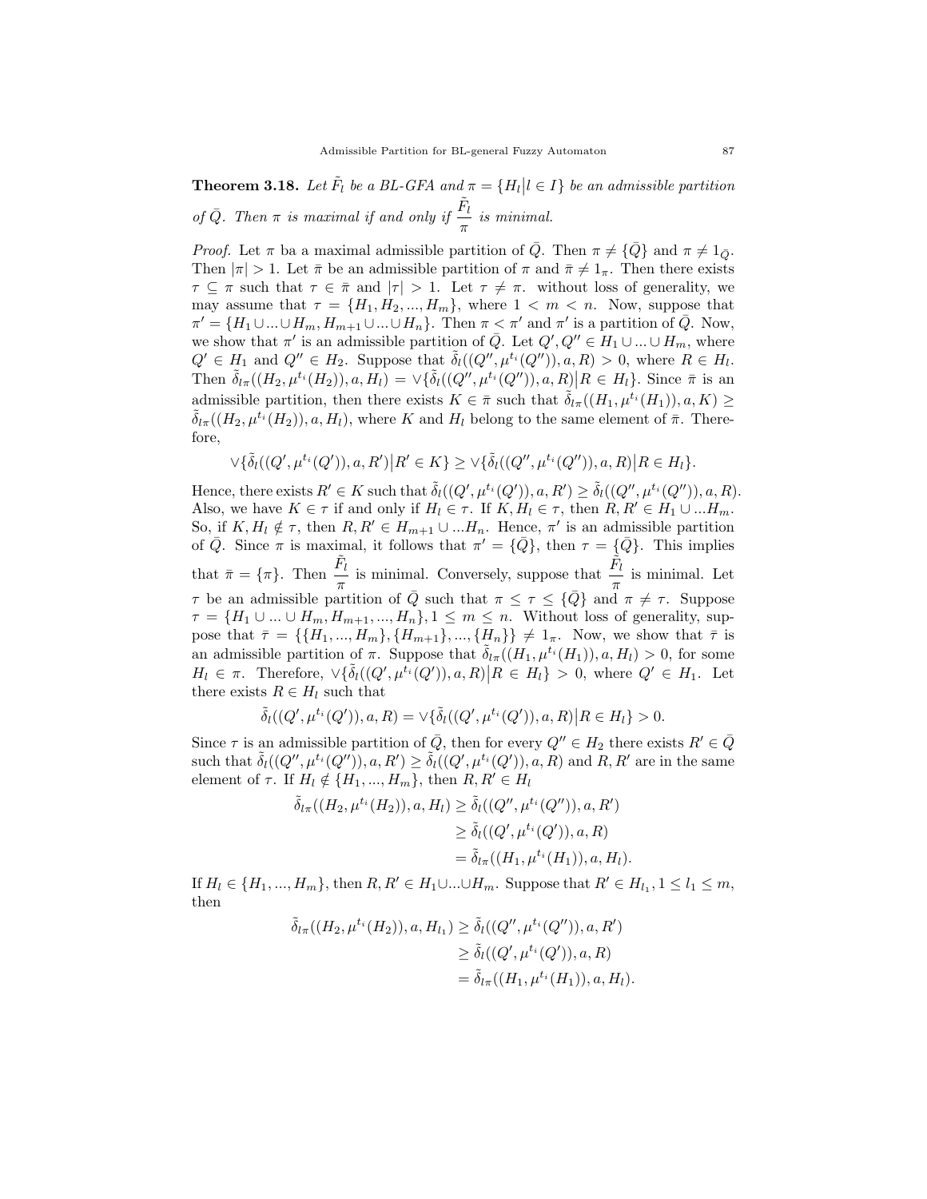**Theorem 3.18.** *Let $\tilde{F}_l$ be a BL-GFA and $\pi = \{H_l | l \in I\}$ be an admissible partition of $\bar{Q}$. Then $\pi$ is maximal if and only if $\dfrac{\tilde{F}_l}{\pi}$ is minimal.*

*Proof.* Let $\pi$ ba a maximal admissible partition of $\bar{Q}$. Then $\pi \neq \{\bar{Q}\}$ and $\pi \neq 1_{\bar{Q}}$. Then $|\pi| > 1$. Let $\bar{\pi}$ be an admissible partition of $\pi$ and $\bar{\pi} \neq 1_\pi$. Then there exists $\tau \subseteq \pi$ such that $\tau \in \bar{\pi}$ and $|\tau| > 1$. Let $\tau \neq \pi$. without loss of generality, we may assume that $\tau = \{H_1, H_2, ..., H_m\}$, where $1 < m < n$. Now, suppose that $\pi' = \{H_1 \cup ... \cup H_m, H_{m+1} \cup ... \cup H_n\}$. Then $\pi < \pi'$ and $\pi'$ is a partition of $\bar{Q}$. Now, we show that $\pi'$ is an admissible partition of $\bar{Q}$. Let $Q', Q'' \in H_1 \cup ... \cup H_m$, where $Q' \in H_1$ and $Q'' \in H_2$. Suppose that $\tilde{\delta}_l((Q'', \mu^{t_i}(Q'')), a, R) > 0$, where $R \in H_l$. Then $\tilde{\delta}_{l\pi}((H_2, \mu^{t_i}(H_2)), a, H_l) = \vee\{\tilde{\delta}_l((Q'', \mu^{t_i}(Q'')), a, R) \big| R \in H_l\}$. Since $\bar{\pi}$ is an admissible partition, then there exists $K \in \bar{\pi}$ such that $\tilde{\delta}_{l\pi}((H_1, \mu^{t_i}(H_1)), a, K) \geq \tilde{\delta}_{l\pi}((H_2, \mu^{t_i}(H_2)), a, H_l)$, where $K$ and $H_l$ belong to the same element of $\bar{\pi}$. Therefore,

$$\vee\{\tilde{\delta}_l((Q', \mu^{t_i}(Q')), a, R') \big| R' \in K\} \geq \vee\{\tilde{\delta}_l((Q'', \mu^{t_i}(Q'')), a, R) \big| R \in H_l\}.$$

Hence, there exists $R' \in K$ such that $\tilde{\delta}_l((Q', \mu^{t_i}(Q')), a, R') \geq \tilde{\delta}_l((Q'', \mu^{t_i}(Q'')), a, R)$. Also, we have $K \in \tau$ if and only if $H_l \in \tau$. If $K, H_l \in \tau$, then $R, R' \in H_1 \cup ... H_m$. So, if $K, H_l \notin \tau$, then $R, R' \in H_{m+1} \cup ... H_n$. Hence, $\pi'$ is an admissible partition of $\bar{Q}$. Since $\pi$ is maximal, it follows that $\pi' = \{\bar{Q}\}$, then $\tau = \{\bar{Q}\}$. This implies that $\bar{\pi} = \{\pi\}$. Then $\dfrac{\tilde{F}_l}{\pi}$ is minimal. Conversely, suppose that $\dfrac{\tilde{F}_l}{\pi}$ is minimal. Let $\tau$ be an admissible partition of $\bar{Q}$ such that $\pi \leq \tau \leq \{\bar{Q}\}$ and $\pi \neq \tau$. Suppose $\tau = \{H_1 \cup ... \cup H_m, H_{m+1}, ..., H_n\}, 1 \leq m \leq n$. Without loss of generality, suppose that $\bar{\tau} = \{\{H_1, ..., H_m\}, \{H_{m+1}\}, ..., \{H_n\}\} \neq 1_\pi$. Now, we show that $\bar{\tau}$ is an admissible partition of $\pi$. Suppose that $\tilde{\delta}_{l\pi}((H_1, \mu^{t_i}(H_1)), a, H_l) > 0$, for some $H_l \in \pi$. Therefore, $\vee\{\tilde{\delta}_l((Q', \mu^{t_i}(Q')), a, R) \big| R \in H_l\} > 0$, where $Q' \in H_1$. Let there exists $R \in H_l$ such that

$$\tilde{\delta}_l((Q', \mu^{t_i}(Q')), a, R) = \vee\{\tilde{\delta}_l((Q', \mu^{t_i}(Q')), a, R) \big| R \in H_l\} > 0.$$

Since $\tau$ is an admissible partition of $\bar{Q}$, then for every $Q'' \in H_2$ there exists $R' \in \bar{Q}$ such that $\tilde{\delta}_l((Q'', \mu^{t_i}(Q'')), a, R') \geq \tilde{\delta}_l((Q', \mu^{t_i}(Q')), a, R)$ and $R, R'$ are in the same element of $\tau$. If $H_l \notin \{H_1, ..., H_m\}$, then $R, R' \in H_l$

$$\begin{aligned}
\tilde{\delta}_{l\pi}((H_2, \mu^{t_i}(H_2)), a, H_l) &\geq \tilde{\delta}_l((Q'', \mu^{t_i}(Q'')), a, R') \\
&\geq \tilde{\delta}_l((Q', \mu^{t_i}(Q')), a, R) \\
&= \tilde{\delta}_{l\pi}((H_1, \mu^{t_i}(H_1)), a, H_l).
\end{aligned}$$

If $H_l \in \{H_1, ..., H_m\}$, then $R, R' \in H_1 \cup ... \cup H_m$. Suppose that $R' \in H_{l_1}, 1 \leq l_1 \leq m$, then

$$\begin{aligned}
\tilde{\delta}_{l\pi}((H_2, \mu^{t_i}(H_2)), a, H_{l_1}) &\geq \tilde{\delta}_l((Q'', \mu^{t_i}(Q'')), a, R') \\
&\geq \tilde{\delta}_l((Q', \mu^{t_i}(Q')), a, R) \\
&= \tilde{\delta}_{l\pi}((H_1, \mu^{t_i}(H_1)), a, H_l).
\end{aligned}$$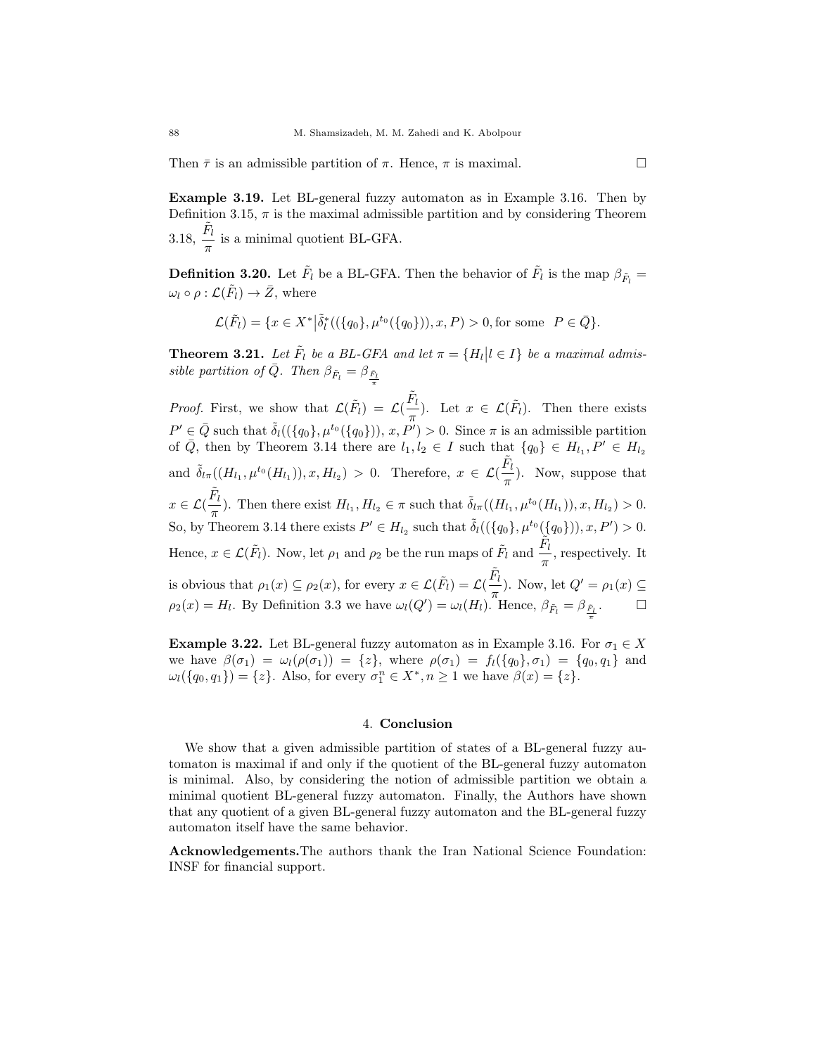Then $\bar{\tau}$ is an admissible partition of $\pi$. Hence, $\pi$ is maximal. $\square$

**Example 3.19.** Let BL-general fuzzy automaton as in Example 3.16. Then by Definition 3.15, $\pi$ is the maximal admissible partition and by considering Theorem 3.18, $\dfrac{\tilde{F}_l}{\pi}$ is a minimal quotient BL-GFA.

**Definition 3.20.** Let $\tilde{F}_l$ be a BL-GFA. Then the behavior of $\tilde{F}_l$ is the map $\beta_{\tilde{F}_l} = \omega_l \circ \rho : \mathcal{L}(\tilde{F}_l) \to \bar{Z}$, where

$$\mathcal{L}(\tilde{F}_l) = \{x \in X^* \big| \tilde{\delta}_l^*((\{q_0\}, \mu^{t_0}(\{q_0\})), x, P) > 0, \text{for some } \ P \in \bar{Q}\}.$$

**Theorem 3.21.** *Let $\tilde{F}_l$ be a BL-GFA and let $\pi = \{H_l \big| l \in I\}$ be a maximal admissible partition of $\bar{Q}$. Then $\beta_{\tilde{F}_l} = \beta_{\frac{\tilde{F}_l}{\pi}}$*

*Proof.* First, we show that $\mathcal{L}(\tilde{F}_l) = \mathcal{L}(\dfrac{\tilde{F}_l}{\pi})$. Let $x \in \mathcal{L}(\tilde{F}_l)$. Then there exists $P' \in \bar{Q}$ such that $\tilde{\delta}_l((\{q_0\}, \mu^{t_0}(\{q_0\})), x, P') > 0$. Since $\pi$ is an admissible partition of $\bar{Q}$, then by Theorem 3.14 there are $l_1, l_2 \in I$ such that $\{q_0\} \in H_{l_1}, P' \in H_{l_2}$ and $\tilde{\delta}_{l\pi}((H_{l_1}, \mu^{t_0}(H_{l_1})), x, H_{l_2}) > 0$. Therefore, $x \in \mathcal{L}(\dfrac{\tilde{F}_l}{\pi})$. Now, suppose that $x \in \mathcal{L}(\dfrac{\tilde{F}_l}{\pi})$. Then there exist $H_{l_1}, H_{l_2} \in \pi$ such that $\tilde{\delta}_{l\pi}((H_{l_1}, \mu^{t_0}(H_{l_1})), x, H_{l_2}) > 0$. So, by Theorem 3.14 there exists $P' \in H_{l_2}$ such that $\tilde{\delta}_l((\{q_0\}, \mu^{t_0}(\{q_0\})), x, P') > 0$. Hence, $x \in \mathcal{L}(\tilde{F}_l)$. Now, let $\rho_1$ and $\rho_2$ be the run maps of $\tilde{F}_l$ and $\dfrac{\tilde{F}_l}{\pi}$, respectively. It is obvious that $\rho_1(x) \subseteq \rho_2(x)$, for every $x \in \mathcal{L}(\tilde{F}_l) = \mathcal{L}(\dfrac{\tilde{F}_l}{\pi})$. Now, let $Q' = \rho_1(x) \subseteq \rho_2(x) = H_l$. By Definition 3.3 we have $\omega_l(Q') = \omega_l(H_l)$. Hence, $\beta_{\tilde{F}_l} = \beta_{\frac{\tilde{F}_l}{\pi}}$. $\square$

**Example 3.22.** Let BL-general fuzzy automaton as in Example 3.16. For $\sigma_1 \in X$ we have $\beta(\sigma_1) = \omega_l(\rho(\sigma_1)) = \{z\}$, where $\rho(\sigma_1) = f_l(\{q_0\}, \sigma_1) = \{q_0, q_1\}$ and $\omega_l(\{q_0, q_1\}) = \{z\}$. Also, for every $\sigma_1^n \in X^*, n \geq 1$ we have $\beta(x) = \{z\}$.

## 4. Conclusion

We show that a given admissible partition of states of a BL-general fuzzy automaton is maximal if and only if the quotient of the BL-general fuzzy automaton is minimal. Also, by considering the notion of admissible partition we obtain a minimal quotient BL-general fuzzy automaton. Finally, the Authors have shown that any quotient of a given BL-general fuzzy automaton and the BL-general fuzzy automaton itself have the same behavior.

**Acknowledgements.**The authors thank the Iran National Science Foundation: INSF for financial support.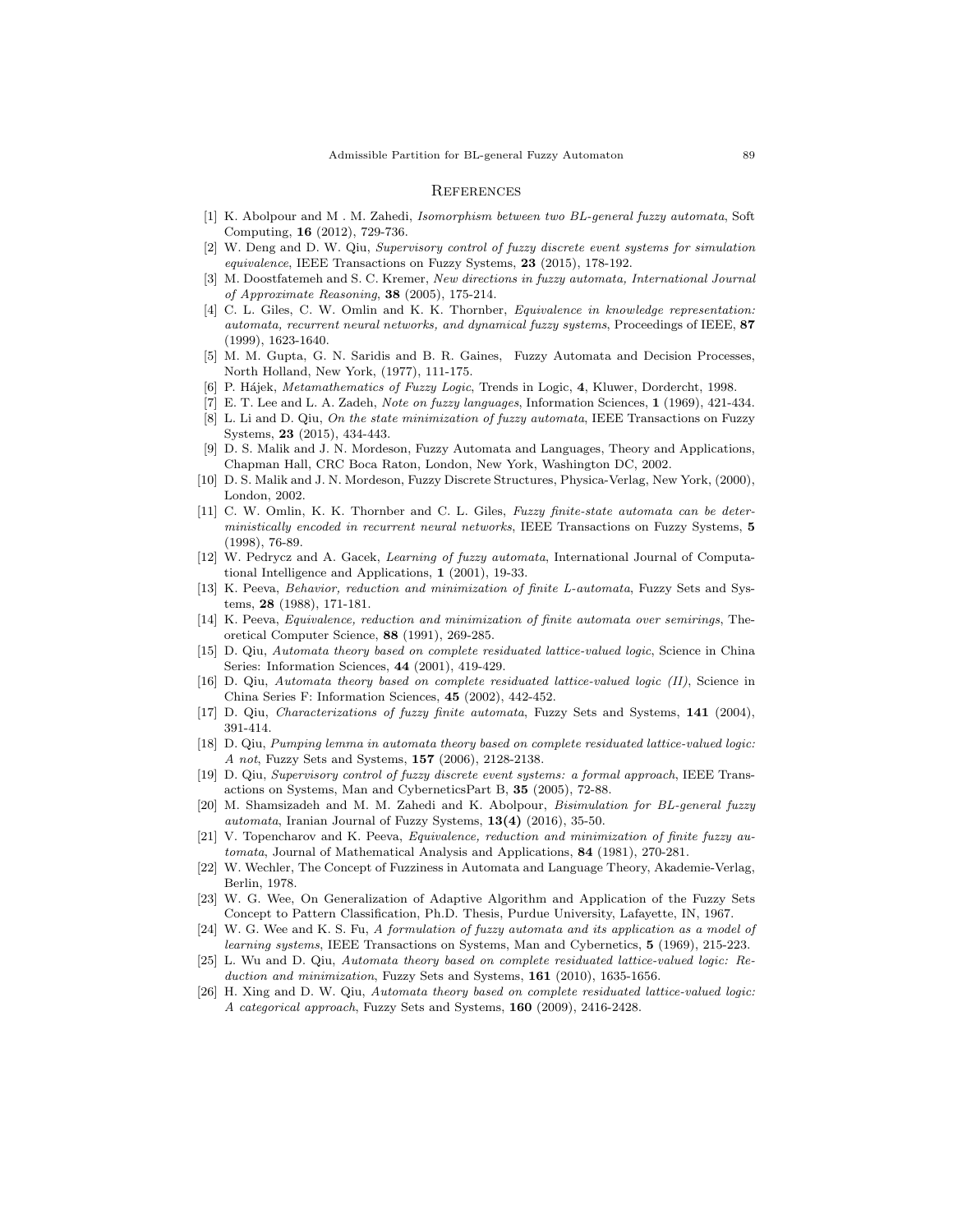## References

[1] K. Abolpour and M . M. Zahedi, *Isomorphism between two BL-general fuzzy automata*, Soft Computing, **16** (2012), 729-736.

[2] W. Deng and D. W. Qiu, *Supervisory control of fuzzy discrete event systems for simulation equivalence*, IEEE Transactions on Fuzzy Systems, **23** (2015), 178-192.

[3] M. Doostfatemeh and S. C. Kremer, *New directions in fuzzy automata, International Journal of Approximate Reasoning*, **38** (2005), 175-214.

[4] C. L. Giles, C. W. Omlin and K. K. Thornber, *Equivalence in knowledge representation: automata, recurrent neural networks, and dynamical fuzzy systems*, Proceedings of IEEE, **87** (1999), 1623-1640.

[5] M. M. Gupta, G. N. Saridis and B. R. Gaines, Fuzzy Automata and Decision Processes, North Holland, New York, (1977), 111-175.

[6] P. Hájek, *Metamathematics of Fuzzy Logic*, Trends in Logic, **4**, Kluwer, Dordercht, 1998.

[7] E. T. Lee and L. A. Zadeh, *Note on fuzzy languages*, Information Sciences, **1** (1969), 421-434.

[8] L. Li and D. Qiu, *On the state minimization of fuzzy automata*, IEEE Transactions on Fuzzy Systems, **23** (2015), 434-443.

[9] D. S. Malik and J. N. Mordeson, Fuzzy Automata and Languages, Theory and Applications, Chapman Hall, CRC Boca Raton, London, New York, Washington DC, 2002.

[10] D. S. Malik and J. N. Mordeson, Fuzzy Discrete Structures, Physica-Verlag, New York, (2000), London, 2002.

[11] C. W. Omlin, K. K. Thornber and C. L. Giles, *Fuzzy finite-state automata can be deterministically encoded in recurrent neural networks*, IEEE Transactions on Fuzzy Systems, **5** (1998), 76-89.

[12] W. Pedrycz and A. Gacek, *Learning of fuzzy automata*, International Journal of Computational Intelligence and Applications, **1** (2001), 19-33.

[13] K. Peeva, *Behavior, reduction and minimization of finite L-automata*, Fuzzy Sets and Systems, **28** (1988), 171-181.

[14] K. Peeva, *Equivalence, reduction and minimization of finite automata over semirings*, Theoretical Computer Science, **88** (1991), 269-285.

[15] D. Qiu, *Automata theory based on complete residuated lattice-valued logic*, Science in China Series: Information Sciences, **44** (2001), 419-429.

[16] D. Qiu, *Automata theory based on complete residuated lattice-valued logic (II)*, Science in China Series F: Information Sciences, **45** (2002), 442-452.

[17] D. Qiu, *Characterizations of fuzzy finite automata*, Fuzzy Sets and Systems, **141** (2004), 391-414.

[18] D. Qiu, *Pumping lemma in automata theory based on complete residuated lattice-valued logic: A not*, Fuzzy Sets and Systems, **157** (2006), 2128-2138.

[19] D. Qiu, *Supervisory control of fuzzy discrete event systems: a formal approach*, IEEE Transactions on Systems, Man and CyberneticsPart B, **35** (2005), 72-88.

[20] M. Shamsizadeh and M. M. Zahedi and K. Abolpour, *Bisimulation for BL-general fuzzy automata*, Iranian Journal of Fuzzy Systems, **13(4)** (2016), 35-50.

[21] V. Topencharov and K. Peeva, *Equivalence, reduction and minimization of finite fuzzy automata*, Journal of Mathematical Analysis and Applications, **84** (1981), 270-281.

[22] W. Wechler, The Concept of Fuzziness in Automata and Language Theory, Akademie-Verlag, Berlin, 1978.

[23] W. G. Wee, On Generalization of Adaptive Algorithm and Application of the Fuzzy Sets Concept to Pattern Classification, Ph.D. Thesis, Purdue University, Lafayette, IN, 1967.

[24] W. G. Wee and K. S. Fu, *A formulation of fuzzy automata and its application as a model of learning systems*, IEEE Transactions on Systems, Man and Cybernetics, **5** (1969), 215-223.

[25] L. Wu and D. Qiu, *Automata theory based on complete residuated lattice-valued logic: Reduction and minimization*, Fuzzy Sets and Systems, **161** (2010), 1635-1656.

[26] H. Xing and D. W. Qiu, *Automata theory based on complete residuated lattice-valued logic: A categorical approach*, Fuzzy Sets and Systems, **160** (2009), 2416-2428.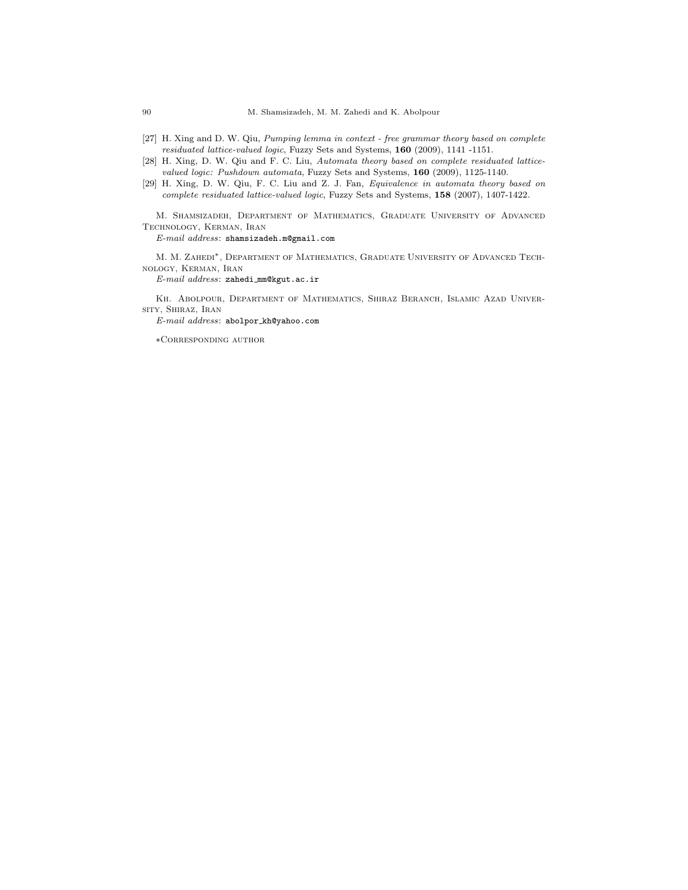[27] H. Xing and D. W. Qiu, *Pumping lemma in context - free grammar theory based on complete residuated lattice-valued logic*, Fuzzy Sets and Systems, **160** (2009), 1141 -1151.

[28] H. Xing, D. W. Qiu and F. C. Liu, *Automata theory based on complete residuated lattice-valued logic: Pushdown automata*, Fuzzy Sets and Systems, **160** (2009), 1125-1140.

[29] H. Xing, D. W. Qiu, F. C. Liu and Z. J. Fan, *Equivalence in automata theory based on complete residuated lattice-valued logic*, Fuzzy Sets and Systems, **158** (2007), 1407-1422.

M. Shamsizadeh, Department of Mathematics, Graduate University of Advanced Technology, Kerman, Iran

*E-mail address*: shamsizadeh.m@gmail.com

M. M. Zahedi*, Department of Mathematics, Graduate University of Advanced Technology, Kerman, Iran

*E-mail address*: zahedi_mm@kgut.ac.ir

Kh. Abolpour, Department of Mathematics, Shiraz Beranch, Islamic Azad University, Shiraz, Iran

*E-mail address*: abolpor_kh@yahoo.com

*Corresponding author